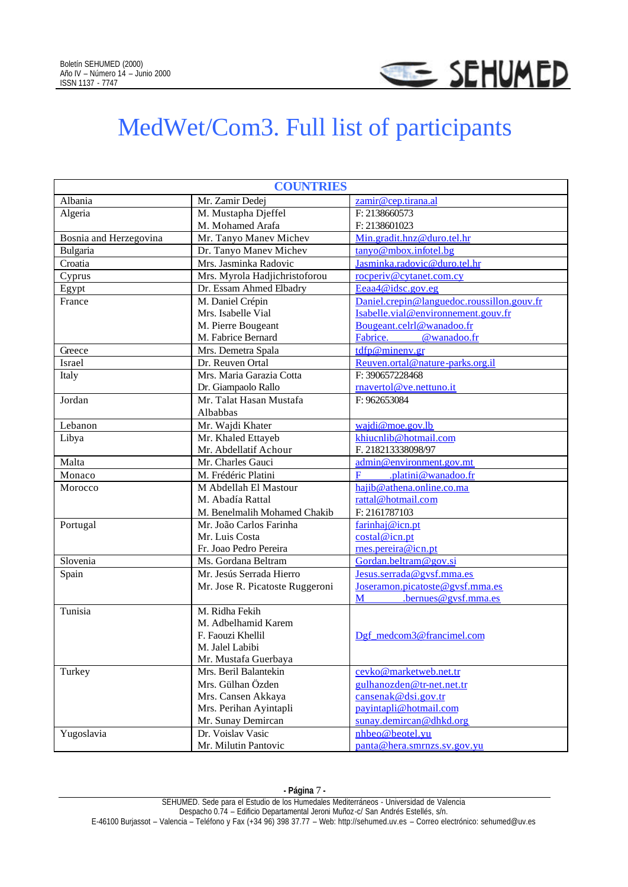# MedWet/Com3. Full list of participants

| COUNTRIES | | |
|---|---|---|
| Albania | Mr. Zamir Dedej | zamir@cep.tirana.al |
| Algeria | M. Mustapha Djeffel<br>M. Mohamed Arafa | F: 2138660573<br>F: 2138601023 |
| Bosnia and Herzegovina | Mr. Tanyo Manev Michev | Min.gradit.hnz@duro.tel.hr |
| Bulgaria | Dr. Tanyo Manev Michev | tanyo@mbox.infotel.bg |
| Croatia | Mrs. Jasminka Radovic | Jasminka.radovic@duro.tel.hr |
| Cyprus | Mrs. Myrola Hadjichristoforou | rocperiv@cytanet.com.cy |
| Egypt | Dr. Essam Ahmed Elbadry | Eeaa4@idsc.gov.eg |
| France | M. Daniel Crépin<br>Mrs. Isabelle Vial<br>M. Pierre Bougeant<br>M. Fabrice Bernard | Daniel.crepin@languedoc.roussillon.gouv.fr<br>Isabelle.vial@environnement.gouv.fr<br>Bougeant.celrl@wanadoo.fr<br>Fabrice. @wanadoo.fr |
| Greece | Mrs. Demetra Spala | tdfp@minenv.gr |
| Israel | Dr. Reuven Ortal | Reuven.ortal@nature-parks.org.il |
| Italy | Mrs. Maria Garazia Cotta<br>Dr. Giampaolo Rallo | F: 390657228468<br>rnavertol@ve.nettuno.it |
| Jordan | Mr. Talat Hasan Mustafa Albabbas | F: 962653084 |
| Lebanon | Mr. Wajdi Khater | wajdi@moe.gov.lb |
| Libya | Mr. Khaled Ettayeb<br>Mr. Abdellatif Achour | khiucnlib@hotmail.com<br>F. 218213338098/97 |
| Malta | Mr. Charles Gauci | admin@environment.gov.mt |
| Monaco | M. Frédéric Platini | F .platini@wanadoo.fr |
| Morocco | M Abdellah El Mastour<br>M. Abadía Rattal<br>M. Benelmalih Mohamed Chakib | hajib@athena.online.co.ma<br>rattal@hotmail.com<br>F: 2161787103 |
| Portugal | Mr. João Carlos Farinha<br>Mr. Luis Costa<br>Fr. Joao Pedro Pereira | farinhaj@icn.pt<br>costal@icn.pt<br>rnes.pereira@icn.pt |
| Slovenia | Ms. Gordana Beltram | Gordan.beltram@gov.si |
| Spain | Mr. Jesús Serrada Hierro<br>Mr. Jose R. Picatoste Ruggeroni | Jesus.serrada@gvsf.mma.es<br>Joseramon.picatoste@gvsf.mma.es<br>M .bernues@gvsf.mma.es |
| Tunisia | M. Ridha Fekih<br>M. Adbelhamid Karem<br>F. Faouzi Khellil<br>M. Jalel Labibi<br>Mr. Mustafa Guerbaya | Dgf_medcom3@francimel.com |
| Turkey | Mrs. Beril Balantekin<br>Mrs. Gülhan Özden<br>Mrs. Cansen Akkaya<br>Mrs. Perihan Ayintapli<br>Mr. Sunay Demircan | cevko@marketweb.net.tr<br>gulhanozden@tr-net.net.tr<br>cansenak@dsi.gov.tr<br>payintapli@hotmail.com<br>sunay.demircan@dhkd.org |
| Yugoslavia | Dr. Voislav Vasic<br>Mr. Milutin Pantovic | nhbeo@beotel.yu<br>panta@hera.smrnzs.sv.gov.yu |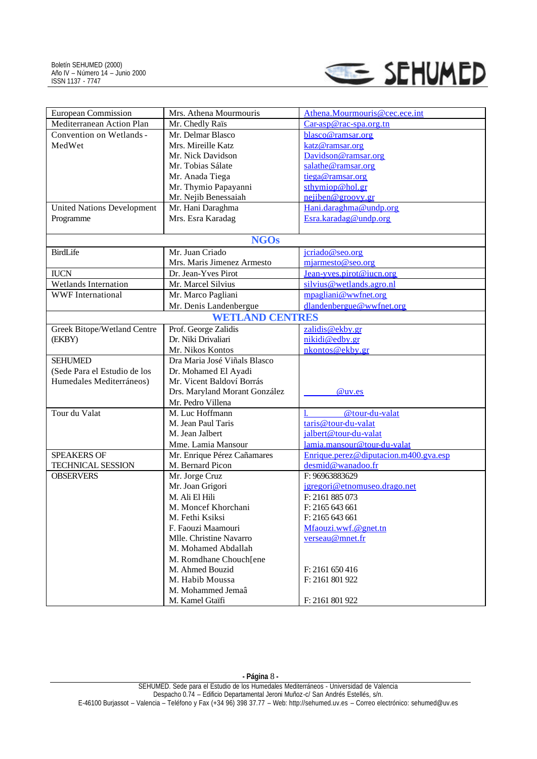| | | |
|---|---|---|
| European Commission | Mrs. Athena Mourmouris | Athena.Mourmouris@cec.ece.int |
| Mediterranean Action Plan | Mr. Chedly Raïs | Car-asp@rac-spa.org.tn |
| Convention on Wetlands - MedWet | Mr. Delmar Blasco<br>Mrs. Mireille Katz<br>Mr. Nick Davidson<br>Mr. Tobias Sálate<br>Mr. Anada Tiega<br>Mr. Thymio Papayanni<br>Mr. Nejib Benessaiah | blasco@ramsar.org<br>katz@ramsar.org<br>Davidson@ramsar.org<br>salathe@ramsar.org<br>tiega@ramsar.org<br>sthymiop@hol.gr<br>nejiben@groovy.gr |
| United Nations Development Programme | Mr. Hani Daraghma<br>Mrs. Esra Karadag | Hani.daraghma@undp.org<br>Esra.karadag@undp.org |
| **NGOs** | | |
| BirdLife | Mr. Juan Criado<br>Mrs. Maris Jimenez Armesto | jcriado@seo.org<br>mjarmesto@seo.org |
| IUCN | Dr. Jean-Yves Pirot | Jean-yves.pirot@iucn.org |
| Wetlands Internation | Mr. Marcel Silvius | silvius@wetlands.agro.nl |
| WWF International | Mr. Marco Pagliani<br>Mr. Denis Landenbergue | mpagliani@wwfnet.org<br>dlandenbergue@wwfnet.org |
| **WETLAND CENTRES** | | |
| Greek Bitope/Wetland Centre (EKBY) | Prof. George Zalidis<br>Dr. Niki Drivaliari<br>Mr. Nikos Kontos | zalidis@ekby.gr<br>nikidi@edby.gr<br>nkontos@ekby.gr |
| SEHUMED (Sede Para el Estudio de los Humedales Mediterráneos) | Dra Maria José Viñals Blasco<br>Dr. Mohamed El Ayadi<br>Mr. Vicent Baldoví Borrás<br>Drs. Maryland Morant González<br>Mr. Pedro Villena | @uv.es |
| Tour du Valat | M. Luc Hoffmann<br>M. Jean Paul Taris<br>M. Jean Jalbert<br>Mme. Lamia Mansour | l. @tour-du-valat<br>taris@tour-du-valat<br>jalbert@tour-du-valat<br>lamia.mansour@tour-du-valat |
| SPEAKERS OF TECHNICAL SESSION | Mr. Enrique Pérez Cañamares<br>M. Bernard Picon | Enrique.perez@diputacion.m400.gva.esp<br>desmid@wanadoo.fr |
| OBSERVERS | Mr. Jorge Cruz<br>Mr. Joan Grigori<br>M. Ali El Hili<br>M. Moncef Khorchani<br>M. Fethi Ksiksi<br>F. Faouzi Maamouri<br>Mlle. Christine Navarro<br>M. Mohamed Abdallah<br>M. Romdhane Chouch[ene<br>M. Ahmed Bouzid<br>M. Habib Moussa<br>M. Mohammed Jemaâ<br>M. Kamel Gtaïfi | F: 96963883629<br>jgregori@etnomuseo.drago.net<br>F: 2161 885 073<br>F: 2165 643 661<br>F: 2165 643 661<br>Mfaouzi.wwf.@gnet.tn<br>verseau@mnet.fr<br><br><br>F: 2161 650 416<br>F: 2161 801 922<br><br>F: 2161 801 922 |